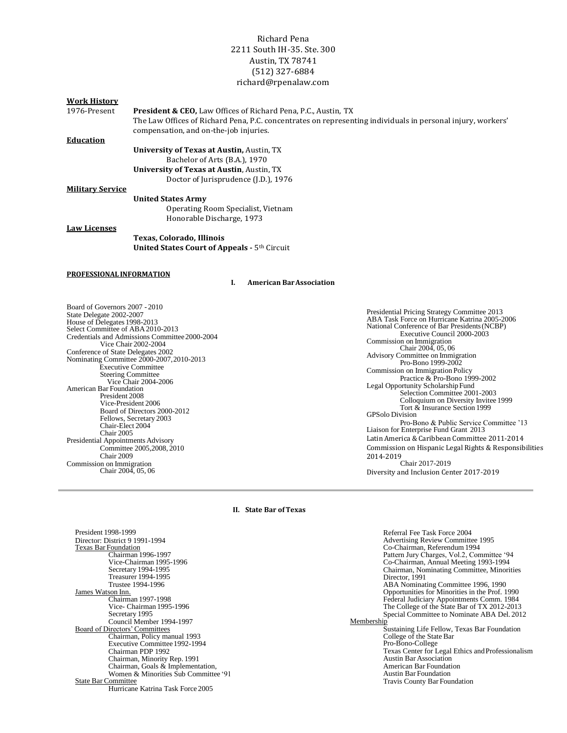Richard Pena
2211 South IH-35. Ste. 300
Austin, TX 78741
(512) 327-6884
richard@rpenalaw.com

**Work History**

1976-Present **President & CEO,** Law Offices of Richard Pena, P.C., Austin, TX
The Law Offices of Richard Pena, P.C. concentrates on representing individuals in personal injury, workers' compensation, and on-the-job injuries.

**Education**

**University of Texas at Austin,** Austin, TX
Bachelor of Arts (B.A.), 1970
**University of Texas at Austin**, Austin, TX
Doctor of Jurisprudence (J.D.), 1976

**Military Service**

**United States Army**
Operating Room Specialist, Vietnam
Honorable Discharge, 1973

**Law Licenses**

**Texas, Colorado, Illinois**
**United States Court of Appeals -** 5th Circuit

## PROFESSIONAL INFORMATION

### I. American Bar Association

Board of Governors 2007 - 2010
State Delegate 2002-2007
House of Delegates 1998-2013
Select Committee of ABA 2010-2013
Credentials and Admissions Committee 2000-2004
- Vice Chair 2002-2004

Conference of State Delegates 2002
Nominating Committee 2000-2007, 2010-2013
- Executive Committee
- Steering Committee
- Vice Chair 2004-2006

American Bar Foundation
- President 2008
- Vice-President 2006
- Board of Directors 2000-2012
- Fellows, Secretary 2003
- Chair-Elect 2004
- Chair 2005

Presidential Appointments Advisory
- Committee 2005, 2008, 2010
- Chair 2009

Commission on Immigration
- Chair 2004, 05, 06

Presidential Pricing Strategy Committee 2013
ABA Task Force on Hurricane Katrina 2005-2006
National Conference of Bar Presidents (NCBP)
- Executive Council 2000-2003

Commission on Immigration
- Chair 2004, 05, 06

Advisory Committee on Immigration
- Pro-Bono 1999-2002

Commission on Immigration Policy
- Practice & Pro-Bono 1999-2002

Legal Opportunity Scholarship Fund
- Selection Committee 2001-2003
- Colloquium on Diversity Invitee 1999
- Tort & Insurance Section 1999

GPSolo Division
- Pro-Bono & Public Service Committee '13

Liaison for Enterprise Fund Grant 2013
Latin America & Caribbean Committee 2011-2014
Commission on Hispanic Legal Rights & Responsibilities 2014-2019
- Chair 2017-2019

Diversity and Inclusion Center 2017-2019

---

### II. State Bar of Texas

President 1998-1999
Director: District 9 1991-1994
Texas Bar Foundation
- Chairman 1996-1997
- Vice-Chairman 1995-1996
- Secretary 1994-1995
- Treasurer 1994-1995
- Trustee 1994-1996

James Watson Inn.
- Chairman 1997-1998
- Vice- Chairman 1995-1996
- Secretary 1995
- Council Member 1994-1997

Board of Directors' Committees
- Chairman, Policy manual 1993
- Executive Committee 1992-1994
- Chairman PDP 1992
- Chairman, Minority Rep. 1991
- Chairman, Goals & Implementation, Women & Minorities Sub Committee '91

State Bar Committee
- Hurricane Katrina Task Force 2005
- Referral Fee Task Force 2004
- Advertising Review Committee 1995
- Co-Chairman, Referendum 1994
- Pattern Jury Charges, Vol.2, Committee '94
- Co-Chairman, Annual Meeting 1993-1994
- Chairman, Nominating Committee, Minorities Director, 1991
- ABA Nominating Committee 1996, 1990
- Opportunities for Minorities in the Prof. 1990
- Federal Judiciary Appointments Comm. 1984
- The College of the State Bar of TX 2012-2013
- Special Committee to Nominate ABA Del. 2012

Membership
- Sustaining Life Fellow, Texas Bar Foundation
- College of the State Bar
- Pro-Bono-College
- Texas Center for Legal Ethics and Professionalism
- Austin Bar Association
- American Bar Foundation
- Austin Bar Foundation
- Travis County Bar Foundation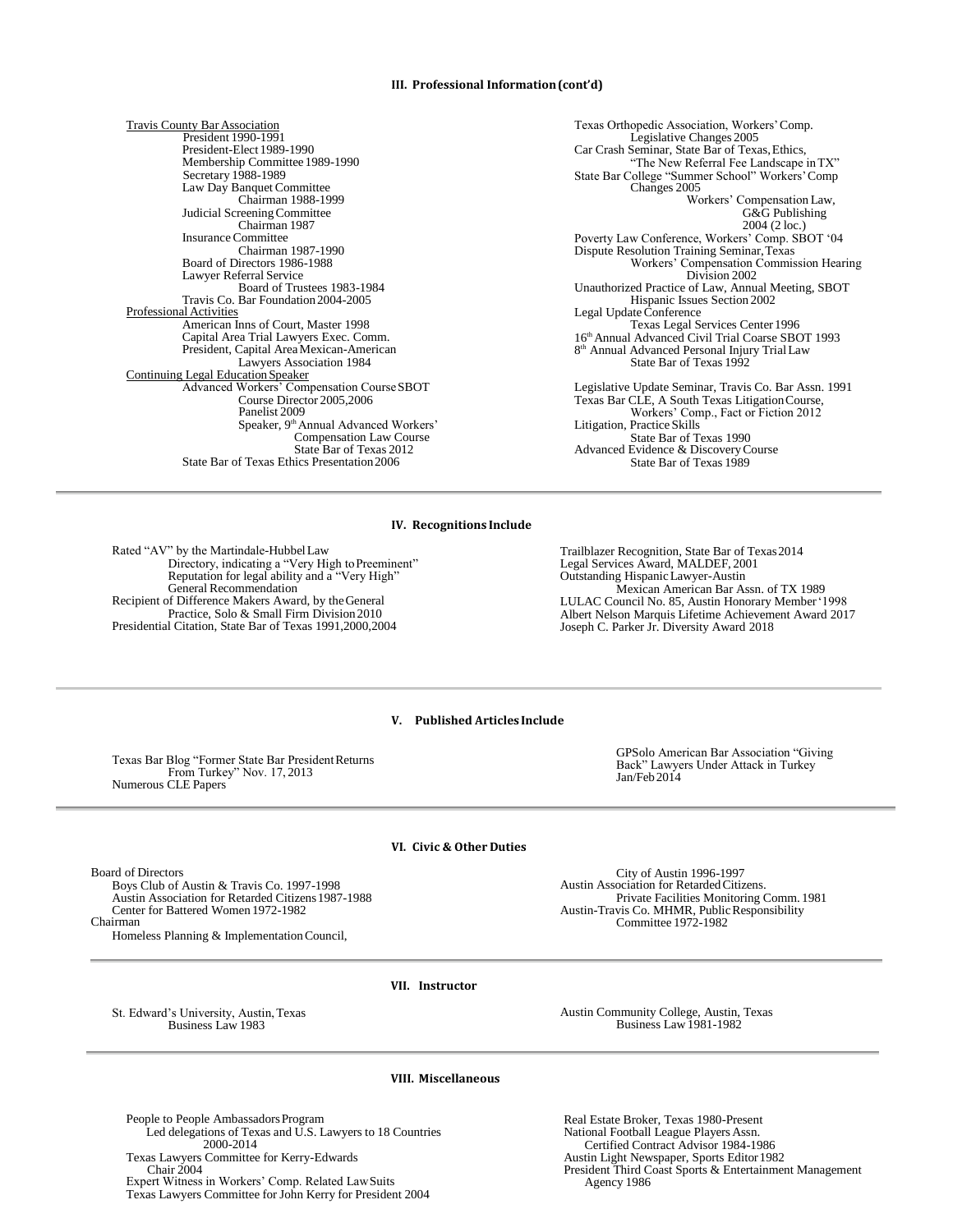## III. Professional Information (cont'd)

Travis County Bar Association
- President 1990-1991
- President-Elect 1989-1990
- Membership Committee 1989-1990
- Secretary 1988-1989
- Law Day Banquet Committee
  - Chairman 1988-1999
- Judicial Screening Committee
  - Chairman 1987
- Insurance Committee
  - Chairman 1987-1990
- Board of Directors 1986-1988
- Lawyer Referral Service
  - Board of Trustees 1983-1984
- Travis Co. Bar Foundation 2004-2005

Professional Activities
- American Inns of Court, Master 1998
- Capital Area Trial Lawyers Exec. Comm.
- President, Capital Area Mexican-American Lawyers Association 1984

Continuing Legal Education Speaker
- Advanced Workers' Compensation Course SBOT
  - Course Director 2005,2006
  - Panelist 2009
  - Speaker, 9th Annual Advanced Workers' Compensation Law Course State Bar of Texas 2012
- State Bar of Texas Ethics Presentation 2006
- Texas Orthopedic Association, Workers' Comp. Legislative Changes 2005
- Car Crash Seminar, State Bar of Texas, Ethics, "The New Referral Fee Landscape in TX"
- State Bar College "Summer School" Workers' Comp Changes 2005
  - Workers' Compensation Law, G&G Publishing 2004 (2 loc.)
- Poverty Law Conference, Workers' Comp. SBOT '04
- Dispute Resolution Training Seminar, Texas Workers' Compensation Commission Hearing Division 2002
- Unauthorized Practice of Law, Annual Meeting, SBOT Hispanic Issues Section 2002
- Legal Update Conference Texas Legal Services Center 1996
- 16th Annual Advanced Civil Trial Coarse SBOT 1993
- 8th Annual Advanced Personal Injury Trial Law State Bar of Texas 1992
- Legislative Update Seminar, Travis Co. Bar Assn. 1991
- Texas Bar CLE, A South Texas Litigation Course, Workers' Comp., Fact or Fiction 2012
- Litigation, Practice Skills State Bar of Texas 1990
- Advanced Evidence & Discovery Course State Bar of Texas 1989

## IV. Recognitions Include

- Rated "AV" by the Martindale-Hubbel Law Directory, indicating a "Very High to Preeminent" Reputation for legal ability and a "Very High" General Recommendation
- Recipient of Difference Makers Award, by the General Practice, Solo & Small Firm Division 2010
- Presidential Citation, State Bar of Texas 1991,2000,2004
- Trailblazer Recognition, State Bar of Texas 2014
- Legal Services Award, MALDEF, 2001
- Outstanding Hispanic Lawyer-Austin Mexican American Bar Assn. of TX 1989
- LULAC Council No. 85, Austin Honorary Member '1998
- Albert Nelson Marquis Lifetime Achievement Award 2017
- Joseph C. Parker Jr. Diversity Award 2018

## V. Published Articles Include

- Texas Bar Blog "Former State Bar President Returns From Turkey" Nov. 17, 2013
- Numerous CLE Papers
- GPSolo American Bar Association "Giving Back" Lawyers Under Attack in Turkey Jan/Feb 2014

## VI. Civic & Other Duties

Board of Directors
- Boys Club of Austin & Travis Co. 1997-1998
- Austin Association for Retarded Citizens 1987-1988
- Center for Battered Women 1972-1982

Chairman
- Homeless Planning & Implementation Council, City of Austin 1996-1997

Austin Association for Retarded Citizens.
- Private Facilities Monitoring Comm. 1981

Austin-Travis Co. MHMR, Public Responsibility Committee 1972-1982

## VII. Instructor

- St. Edward's University, Austin, Texas
  - Business Law 1983
- Austin Community College, Austin, Texas
  - Business Law 1981-1982

## VIII. Miscellaneous

- People to People Ambassadors Program
  - Led delegations of Texas and U.S. Lawyers to 18 Countries 2000-2014
- Texas Lawyers Committee for Kerry-Edwards
  - Chair 2004
- Expert Witness in Workers' Comp. Related Law Suits
- Texas Lawyers Committee for John Kerry for President 2004
- Real Estate Broker, Texas 1980-Present
- National Football League Players Assn.
  - Certified Contract Advisor 1984-1986
- Austin Light Newspaper, Sports Editor 1982
- President Third Coast Sports & Entertainment Management Agency 1986